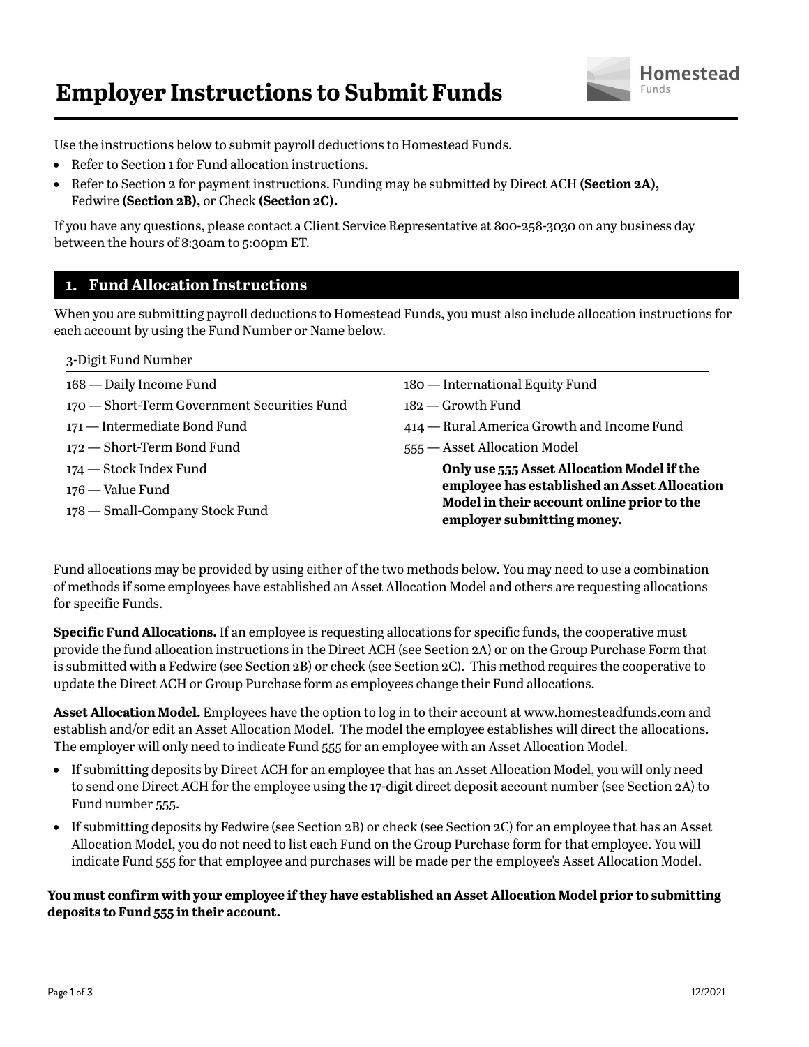# Employer Instructions to Submit Funds

Use the instructions below to submit payroll deductions to Homestead Funds.

- Refer to Section 1 for Fund allocation instructions.
- Refer to Section 2 for payment instructions. Funding may be submitted by Direct ACH **(Section 2A),** Fedwire **(Section 2B),** or Check **(Section 2C).**

If you have any questions, please contact a Client Service Representative at 800-258-3030 on any business day between the hours of 8:30am to 5:00pm ET.

## 1. Fund Allocation Instructions

When you are submitting payroll deductions to Homestead Funds, you must also include allocation instructions for each account by using the Fund Number or Name below.

3-Digit Fund Number

- 168 — Daily Income Fund
- 170 — Short-Term Government Securities Fund
- 171 — Intermediate Bond Fund
- 172 — Short-Term Bond Fund
- 174 — Stock Index Fund
- 176 — Value Fund
- 178 — Small-Company Stock Fund
- 180 — International Equity Fund
- 182 — Growth Fund
- 414 — Rural America Growth and Income Fund
- 555 — Asset Allocation Model

  **Only use 555 Asset Allocation Model if the employee has established an Asset Allocation Model in their account online prior to the employer submitting money.**

Fund allocations may be provided by using either of the two methods below. You may need to use a combination of methods if some employees have established an Asset Allocation Model and others are requesting allocations for specific Funds.

**Specific Fund Allocations.** If an employee is requesting allocations for specific funds, the cooperative must provide the fund allocation instructions in the Direct ACH (see Section 2A) or on the Group Purchase Form that is submitted with a Fedwire (see Section 2B) or check (see Section 2C). This method requires the cooperative to update the Direct ACH or Group Purchase form as employees change their Fund allocations.

**Asset Allocation Model.** Employees have the option to log in to their account at www.homesteadfunds.com and establish and/or edit an Asset Allocation Model. The model the employee establishes will direct the allocations. The employer will only need to indicate Fund 555 for an employee with an Asset Allocation Model.

- If submitting deposits by Direct ACH for an employee that has an Asset Allocation Model, you will only need to send one Direct ACH for the employee using the 17-digit direct deposit account number (see Section 2A) to Fund number 555.
- If submitting deposits by Fedwire (see Section 2B) or check (see Section 2C) for an employee that has an Asset Allocation Model, you do not need to list each Fund on the Group Purchase form for that employee. You will indicate Fund 555 for that employee and purchases will be made per the employee's Asset Allocation Model.

**You must confirm with your employee if they have established an Asset Allocation Model prior to submitting deposits to Fund 555 in their account.**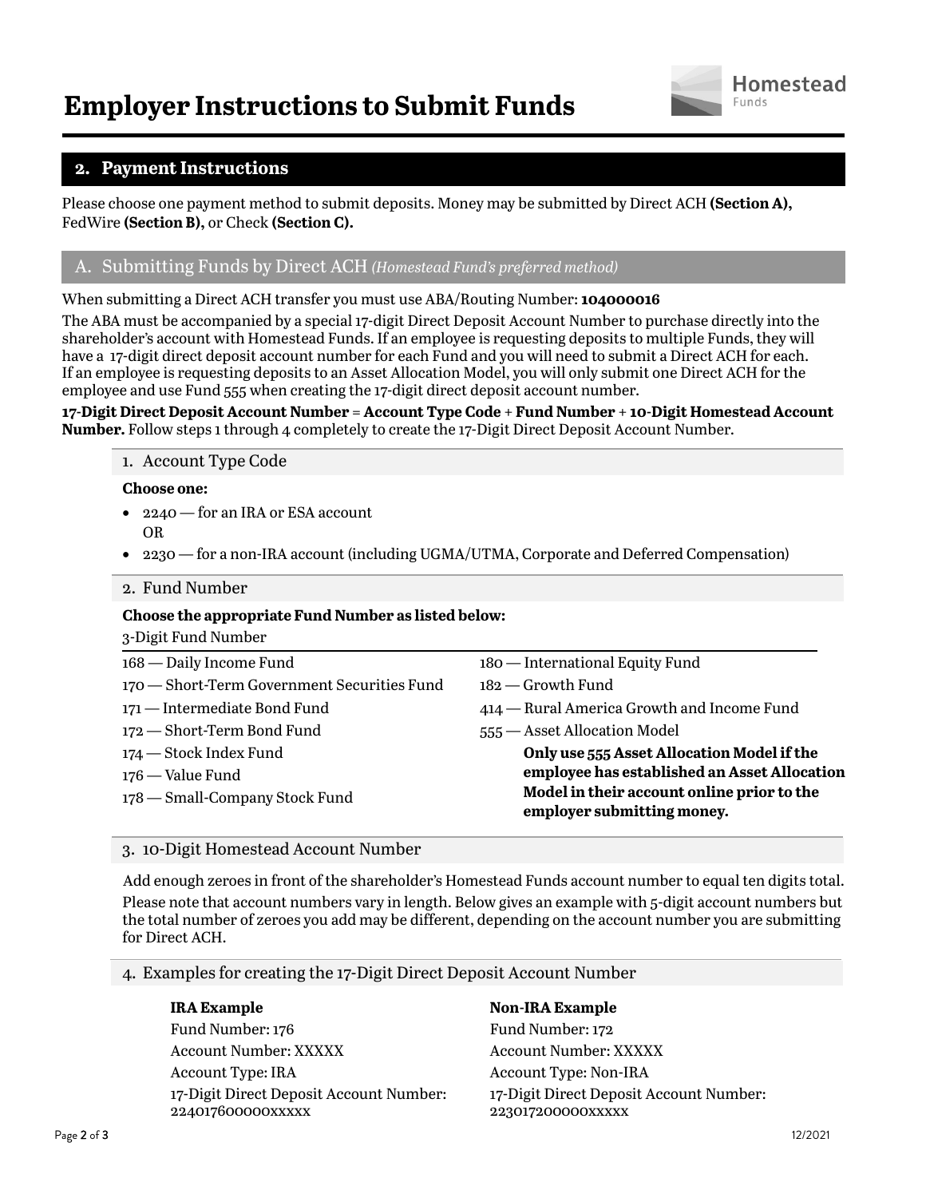# Employer Instructions to Submit Funds

## 2. Payment Instructions

Please choose one payment method to submit deposits. Money may be submitted by Direct ACH **(Section A),** FedWire **(Section B),** or Check **(Section C).**

### A. Submitting Funds by Direct ACH *(Homestead Fund's preferred method)*

When submitting a Direct ACH transfer you must use ABA/Routing Number: **104000016**

The ABA must be accompanied by a special 17-digit Direct Deposit Account Number to purchase directly into the shareholder's account with Homestead Funds. If an employee is requesting deposits to multiple Funds, they will have a 17-digit direct deposit account number for each Fund and you will need to submit a Direct ACH for each. If an employee is requesting deposits to an Asset Allocation Model, you will only submit one Direct ACH for the employee and use Fund 555 when creating the 17-digit direct deposit account number.

**17-Digit Direct Deposit Account Number** = **Account Type Code** + **Fund Number** + **10-Digit Homestead Account Number.** Follow steps 1 through 4 completely to create the 17-Digit Direct Deposit Account Number.

#### 1. Account Type Code

**Choose one:**

- 2240 — for an IRA or ESA account
  OR
- 2230 — for a non-IRA account (including UGMA/UTMA, Corporate and Deferred Compensation)

#### 2. Fund Number

**Choose the appropriate Fund Number as listed below:**

3-Digit Fund Number

- 168 — Daily Income Fund
- 170 — Short-Term Government Securities Fund
- 171 — Intermediate Bond Fund
- 172 — Short-Term Bond Fund
- 174 — Stock Index Fund
- 176 — Value Fund
- 178 — Small-Company Stock Fund
- 180 — International Equity Fund
- 182 — Growth Fund
- 414 — Rural America Growth and Income Fund
- 555 — Asset Allocation Model

  **Only use 555 Asset Allocation Model if the employee has established an Asset Allocation Model in their account online prior to the employer submitting money.**

#### 3. 10-Digit Homestead Account Number

Add enough zeroes in front of the shareholder's Homestead Funds account number to equal ten digits total.

Please note that account numbers vary in length. Below gives an example with 5-digit account numbers but the total number of zeroes you add may be different, depending on the account number you are submitting for Direct ACH.

#### 4. Examples for creating the 17-Digit Direct Deposit Account Number

**IRA Example**
Fund Number: 176
Account Number: XXXXX
Account Type: IRA
17-Digit Direct Deposit Account Number:
224017600000XXXXX

**Non-IRA Example**
Fund Number: 172
Account Number: XXXXX
Account Type: Non-IRA
17-Digit Direct Deposit Account Number:
223017200000XXXXX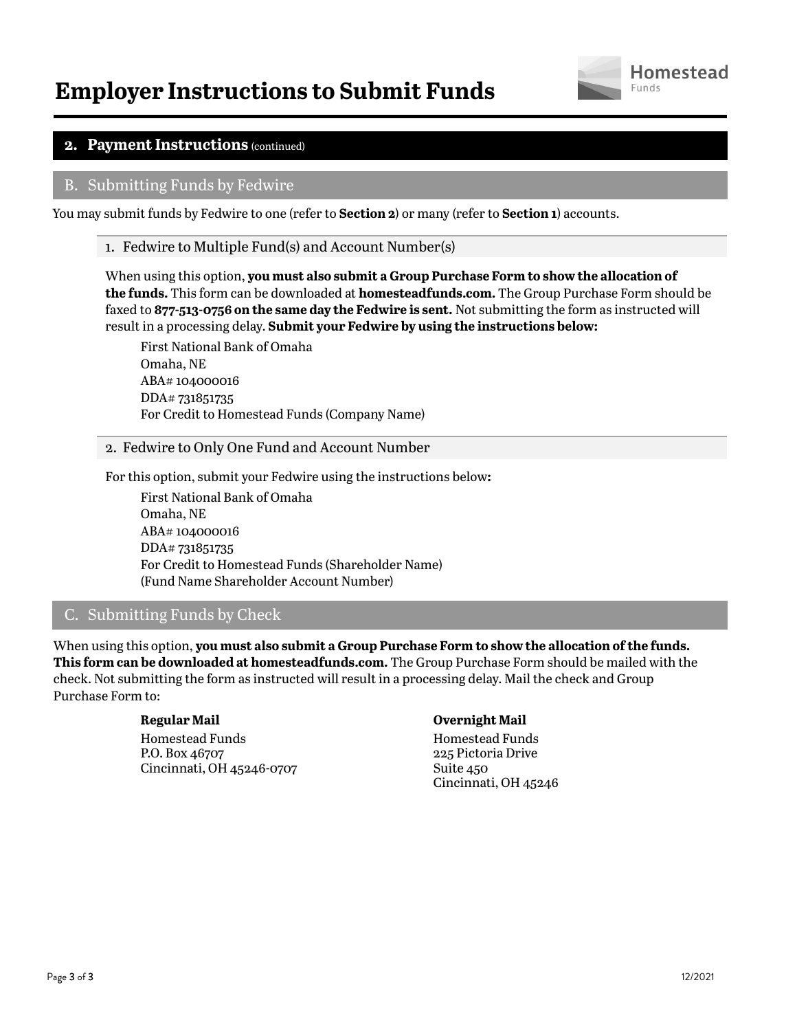# Employer Instructions to Submit Funds

## 2. Payment Instructions (continued)

### B. Submitting Funds by Fedwire

You may submit funds by Fedwire to one (refer to **Section 2**) or many (refer to **Section 1**) accounts.

#### 1. Fedwire to Multiple Fund(s) and Account Number(s)

When using this option, **you must also submit a Group Purchase Form to show the allocation of the funds.** This form can be downloaded at **homesteadfunds.com.** The Group Purchase Form should be faxed to **877-513-0756 on the same day the Fedwire is sent.** Not submitting the form as instructed will result in a processing delay. **Submit your Fedwire by using the instructions below:**

First National Bank of Omaha
Omaha, NE
ABA# 104000016
DDA# 731851735
For Credit to Homestead Funds (Company Name)

#### 2. Fedwire to Only One Fund and Account Number

For this option, submit your Fedwire using the instructions below**:**

First National Bank of Omaha
Omaha, NE
ABA# 104000016
DDA# 731851735
For Credit to Homestead Funds (Shareholder Name)
(Fund Name Shareholder Account Number)

### C. Submitting Funds by Check

When using this option, **you must also submit a Group Purchase Form to show the allocation of the funds. This form can be downloaded at homesteadfunds.com.** The Group Purchase Form should be mailed with the check. Not submitting the form as instructed will result in a processing delay. Mail the check and Group Purchase Form to:

**Regular Mail**

Homestead Funds
P.O. Box 46707
Cincinnati, OH 45246-0707

**Overnight Mail**

Homestead Funds
225 Pictoria Drive
Suite 450
Cincinnati, OH 45246

12/2021